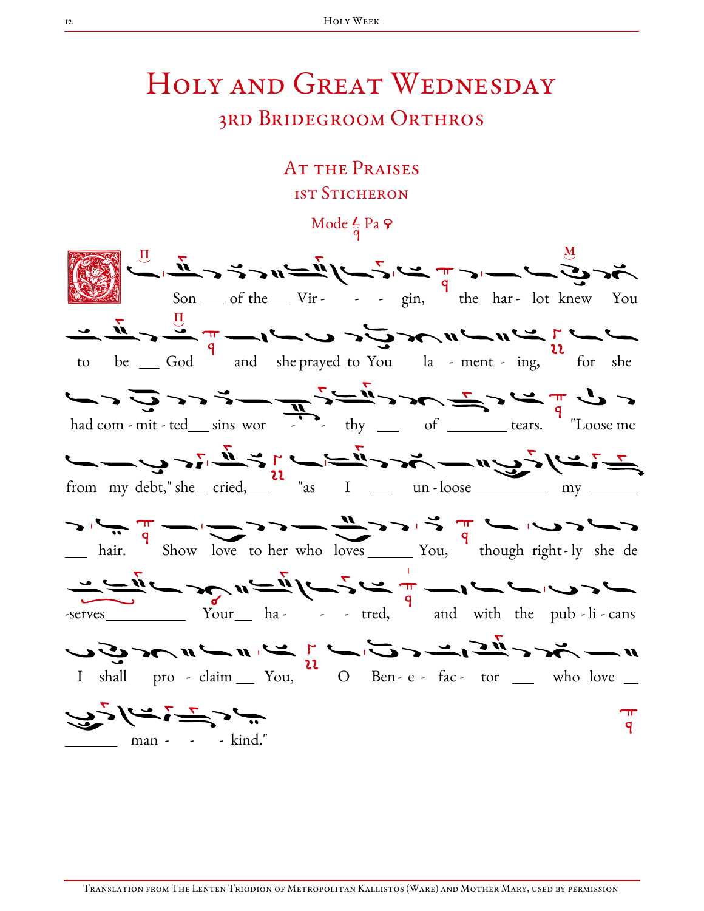# Holy and Great Wednesday

## 3rd Bridegroom Orthros

### At the Praises

#### 1st Sticheron

Mode Pa

O Son of the Virgin, the harlot knew You to be God and she prayed to You lamenting, for she had committed sins worthy of tears. "Loose me from my debt," she cried, "as I unloose my hair. Show love to her who loves You, though rightly she deserves Your hatred, and with the publicans I shall proclaim You, O Benefactor who love mankind."

Translation from The Lenten Triodion of Metropolitan Kallistos (Ware) and Mother Mary, used by permission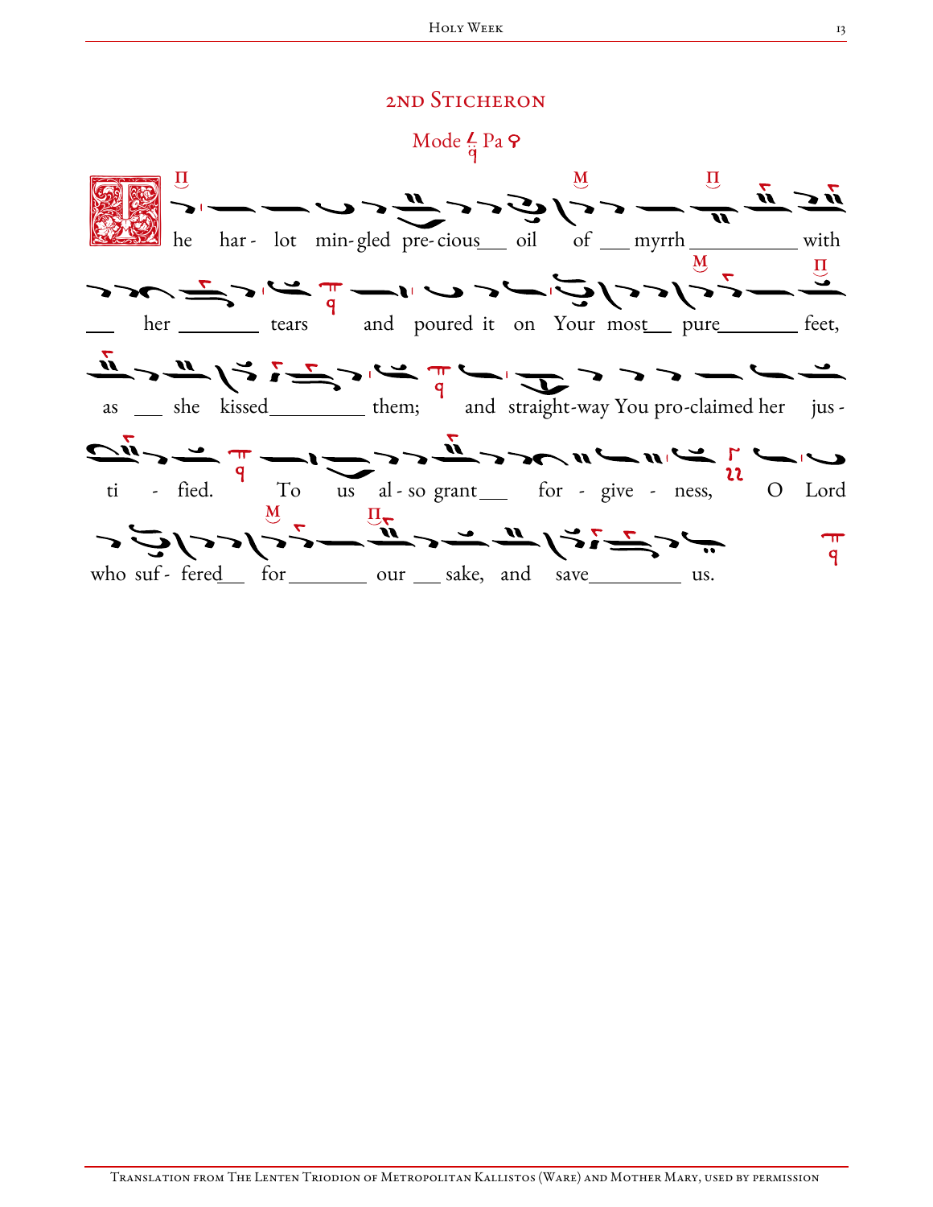## 2nd Sticheron

Mode Pa

The har - lot min-gled pre-cious oil of myrrh with her tears and poured it on Your most pure feet, as she kissed them; and straight-way You pro-claimed her jus - ti - fied. To us al - so grant for - give - ness, O Lord who suf - fered for our sake, and save us.

Translation from The Lenten Triodion of Metropolitan Kallistos (Ware) and Mother Mary, used by permission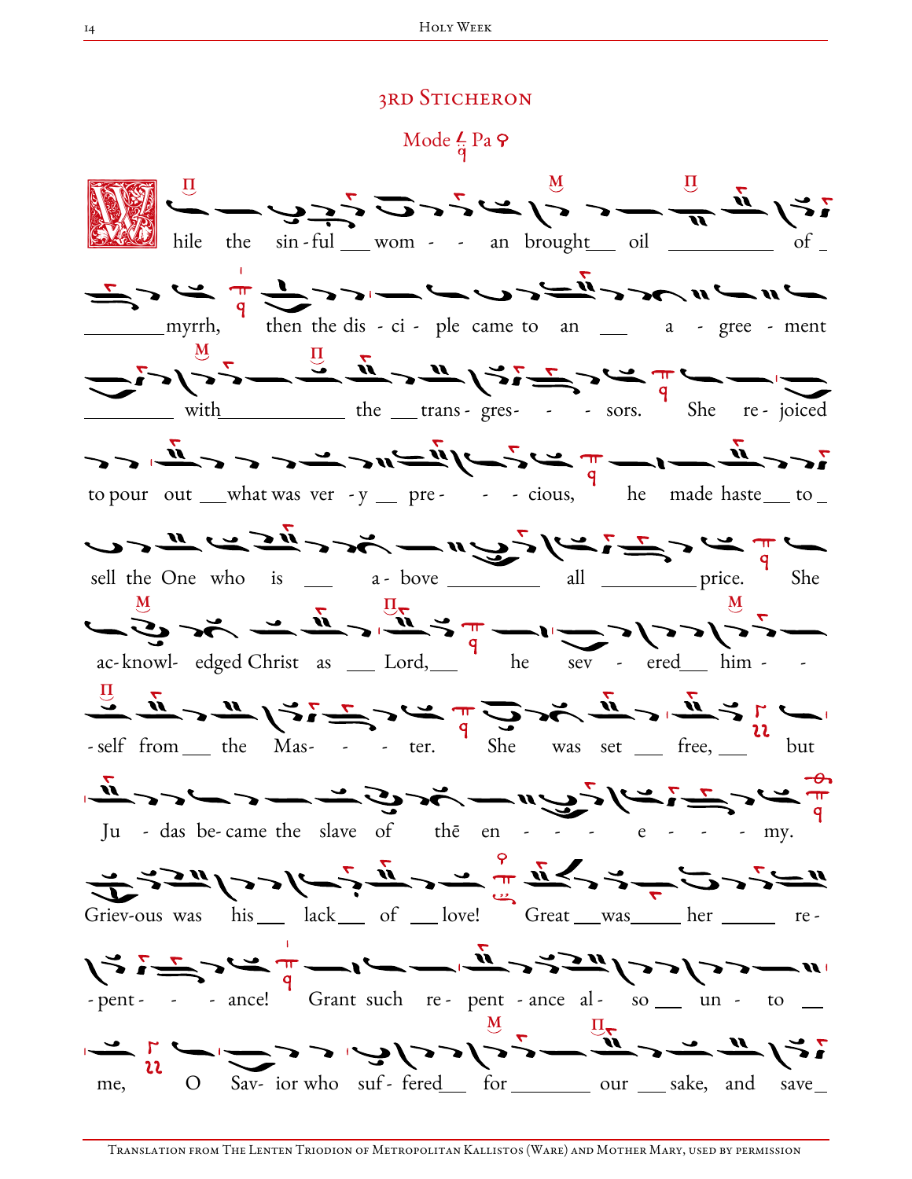## 3rd Sticheron

Mode Pa

While the sin-ful wom- - an brought oil of myrrh, then the dis-ci-ple came to an a-gree-ment with the trans-gres- - - sors. She re-joiced to pour out what was ver-y pre- - - cious, he made haste to sell the One who is a-bove all price. She ac-knowl-edged Christ as Lord, he sev-ered him- - -self from the Mas- - - ter. She was set free, but Ju-das be-came the slave of the en- - - - e- - - my. Griev-ous was his lack of love! Great was her re-pent- - - ance! Grant such re-pent-ance al-so un-to me, O Sav-ior who suf-fered for our sake, and save

Translation from The Lenten Triodion of Metropolitan Kallistos (Ware) and Mother Mary, used by permission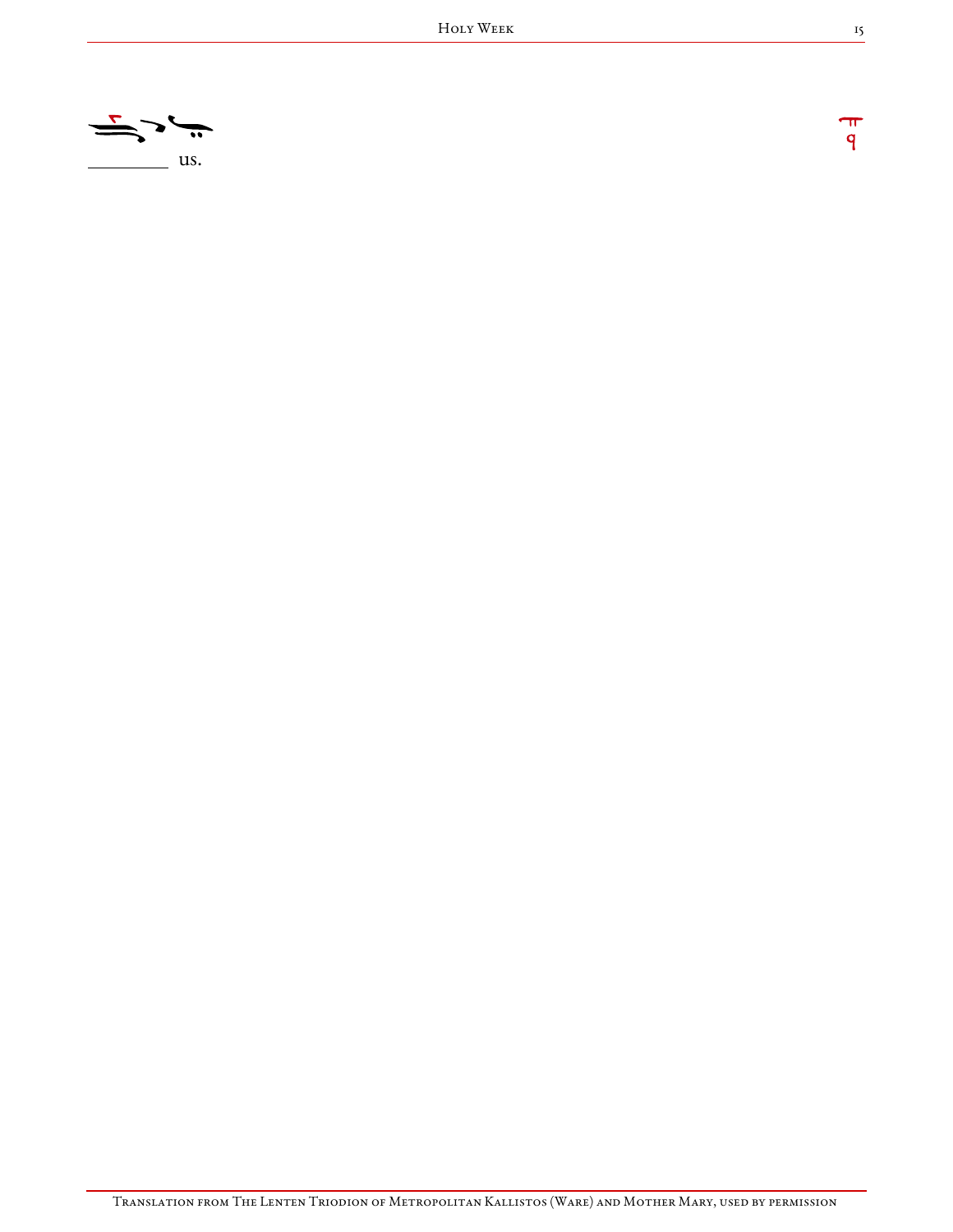us.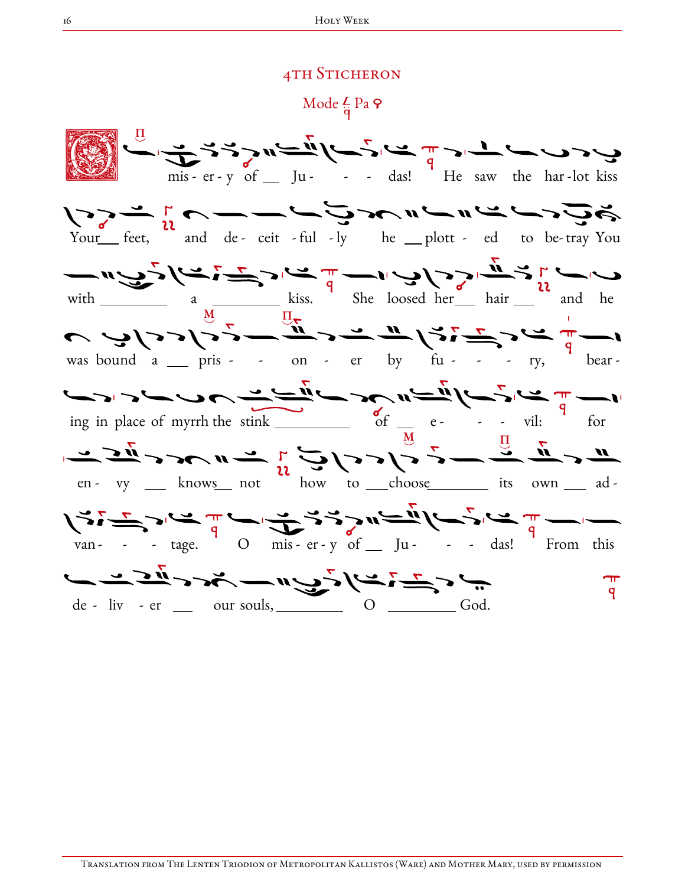## 4th Sticheron

Mode Pa

O mis - er - y of __ Ju - - - das! He saw the har - lot kiss Your__ feet, and de - ceit - ful - ly he __ plott - ed to be - tray You with ______ a ______ kiss. She loosed her__ hair __ and he was bound a __ pris - - on - er by fu - - - ry, bear - ing in place of myrrh the stink ______ of __ e - - - vil: for en - vy __ knows__ not how to __ choose______ its own __ ad - van - - - tage. O mis - er - y of __ Ju - - - das! From this de - liv - er __ our souls, ______ O ______ God.

Translation from The Lenten Triodion of Metropolitan Kallistos (Ware) and Mother Mary, used by permission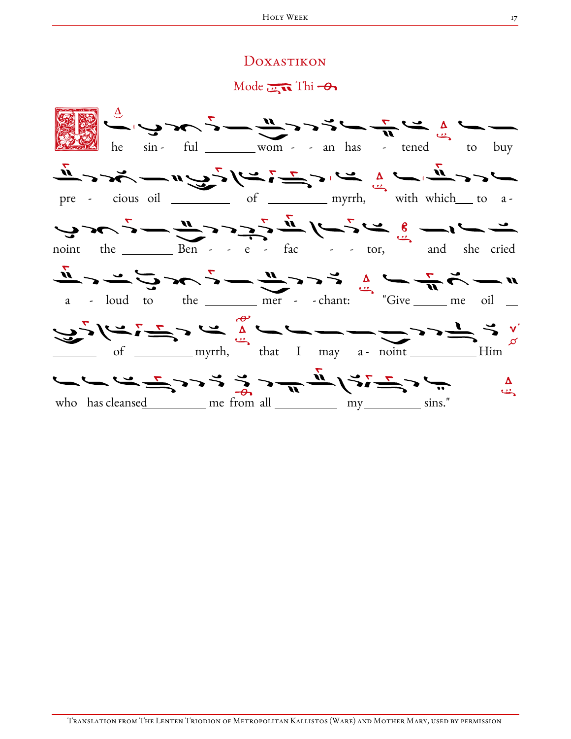## Doxastikon

Mode Thi

The sinful woman has tened to buy precious oil of myrrh, with which to anoint the Benefactor, and she cried aloud to the merchant: "Give me oil of myrrh, that I may anoint Him who has cleansed me from all my sins."

Translation from The Lenten Triodion of Metropolitan Kallistos (Ware) and Mother Mary, used by permission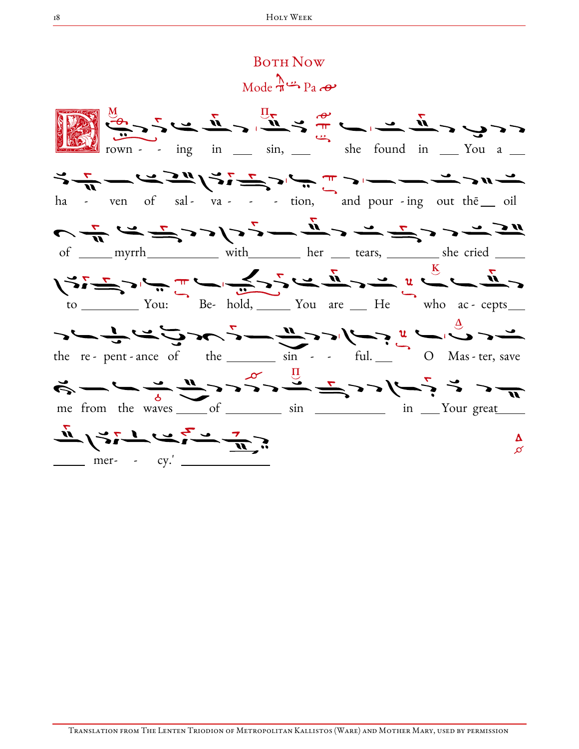## Both Now

Mode Pa

Drown - - ing in sin, she found in You a ha - ven of sal - va - - - tion, and pour - ing out the oil of myrrh with her tears, she cried to You: Be- hold, You are He who ac - cepts the re - pent - ance of the sin - - ful. O Mas - ter, save me from the waves of sin in Your great mer- - cy.'

Translation from The Lenten Triodion of Metropolitan Kallistos (Ware) and Mother Mary, used by permission